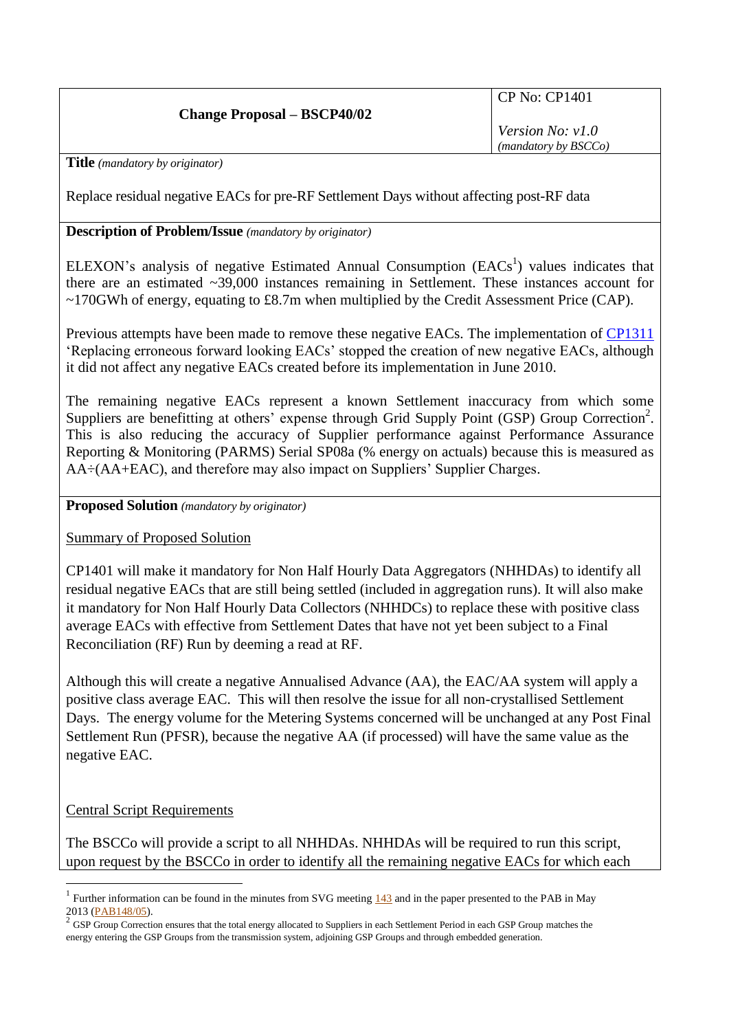| Change Proposal – BSCP40/02 | CP No: CP1401 |
| --- | --- |
| | *Version No: v1.0* *(mandatory by BSCCo)* |

**Title** *(mandatory by originator)*

Replace residual negative EACs for pre-RF Settlement Days without affecting post-RF data

**Description of Problem/Issue** *(mandatory by originator)*

ELEXON's analysis of negative Estimated Annual Consumption (EACs[1]) values indicates that there are an estimated ~39,000 instances remaining in Settlement. These instances account for ~170GWh of energy, equating to £8.7m when multiplied by the Credit Assessment Price (CAP).

Previous attempts have been made to remove these negative EACs. The implementation of CP1311 'Replacing erroneous forward looking EACs' stopped the creation of new negative EACs, although it did not affect any negative EACs created before its implementation in June 2010.

The remaining negative EACs represent a known Settlement inaccuracy from which some Suppliers are benefitting at others' expense through Grid Supply Point (GSP) Group Correction[2]. This is also reducing the accuracy of Supplier performance against Performance Assurance Reporting & Monitoring (PARMS) Serial SP08a (% energy on actuals) because this is measured as AA÷(AA+EAC), and therefore may also impact on Suppliers' Supplier Charges.

**Proposed Solution** *(mandatory by originator)*

Summary of Proposed Solution

CP1401 will make it mandatory for Non Half Hourly Data Aggregators (NHHDAs) to identify all residual negative EACs that are still being settled (included in aggregation runs). It will also make it mandatory for Non Half Hourly Data Collectors (NHHDCs) to replace these with positive class average EACs with effective from Settlement Dates that have not yet been subject to a Final Reconciliation (RF) Run by deeming a read at RF.

Although this will create a negative Annualised Advance (AA), the EAC/AA system will apply a positive class average EAC. This will then resolve the issue for all non-crystallised Settlement Days. The energy volume for the Metering Systems concerned will be unchanged at any Post Final Settlement Run (PFSR), because the negative AA (if processed) will have the same value as the negative EAC.

Central Script Requirements

The BSCCo will provide a script to all NHHDAs. NHHDAs will be required to run this script, upon request by the BSCCo in order to identify all the remaining negative EACs for which each

---

[1] Further information can be found in the minutes from SVG meeting 143 and in the paper presented to the PAB in May 2013 (PAB148/05).

[2] GSP Group Correction ensures that the total energy allocated to Suppliers in each Settlement Period in each GSP Group matches the energy entering the GSP Groups from the transmission system, adjoining GSP Groups and through embedded generation.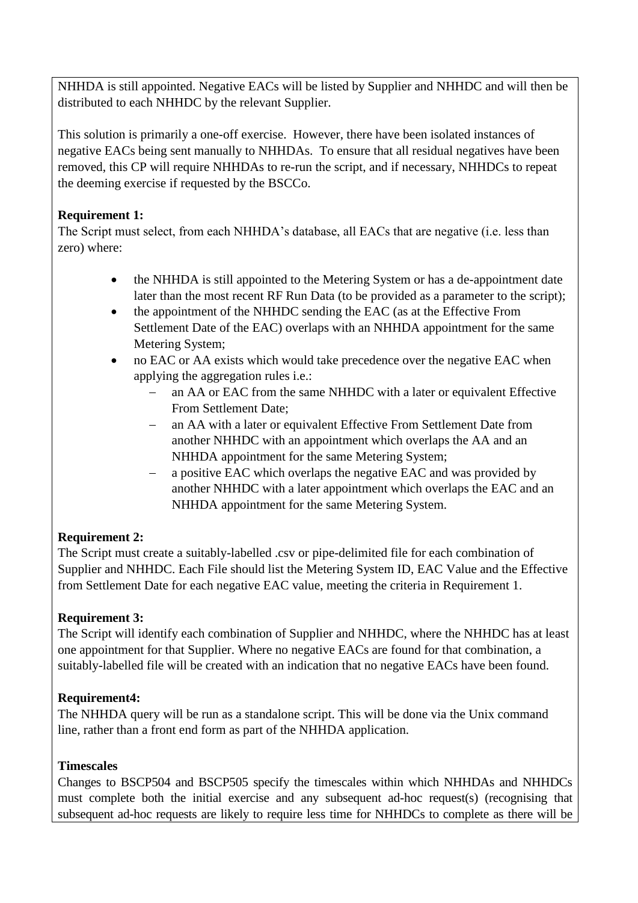NHHDA is still appointed. Negative EACs will be listed by Supplier and NHHDC and will then be distributed to each NHHDC by the relevant Supplier.

This solution is primarily a one-off exercise. However, there have been isolated instances of negative EACs being sent manually to NHHDAs. To ensure that all residual negatives have been removed, this CP will require NHHDAs to re-run the script, and if necessary, NHHDCs to repeat the deeming exercise if requested by the BSCCo.

**Requirement 1:**
The Script must select, from each NHHDA's database, all EACs that are negative (i.e. less than zero) where:

- the NHHDA is still appointed to the Metering System or has a de-appointment date later than the most recent RF Run Data (to be provided as a parameter to the script);
- the appointment of the NHHDC sending the EAC (as at the Effective From Settlement Date of the EAC) overlaps with an NHHDA appointment for the same Metering System;
- no EAC or AA exists which would take precedence over the negative EAC when applying the aggregation rules i.e.:
  - an AA or EAC from the same NHHDC with a later or equivalent Effective From Settlement Date;
  - an AA with a later or equivalent Effective From Settlement Date from another NHHDC with an appointment which overlaps the AA and an NHHDA appointment for the same Metering System;
  - a positive EAC which overlaps the negative EAC and was provided by another NHHDC with a later appointment which overlaps the EAC and an NHHDA appointment for the same Metering System.

**Requirement 2:**
The Script must create a suitably-labelled .csv or pipe-delimited file for each combination of Supplier and NHHDC. Each File should list the Metering System ID, EAC Value and the Effective from Settlement Date for each negative EAC value, meeting the criteria in Requirement 1.

**Requirement 3:**
The Script will identify each combination of Supplier and NHHDC, where the NHHDC has at least one appointment for that Supplier. Where no negative EACs are found for that combination, a suitably-labelled file will be created with an indication that no negative EACs have been found.

**Requirement4:**
The NHHDA query will be run as a standalone script. This will be done via the Unix command line, rather than a front end form as part of the NHHDA application.

**Timescales**
Changes to BSCP504 and BSCP505 specify the timescales within which NHHDAs and NHHDCs must complete both the initial exercise and any subsequent ad-hoc request(s) (recognising that subsequent ad-hoc requests are likely to require less time for NHHDCs to complete as there will be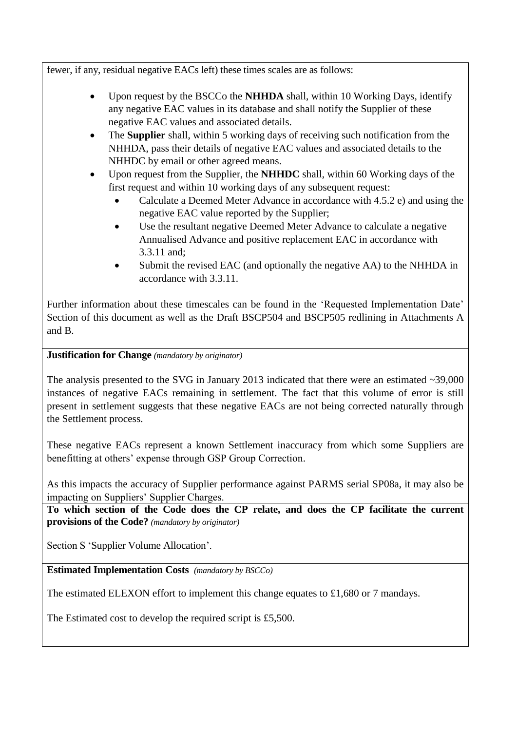fewer, if any, residual negative EACs left) these times scales are as follows:

- Upon request by the BSCCo the **NHHDA** shall, within 10 Working Days, identify any negative EAC values in its database and shall notify the Supplier of these negative EAC values and associated details.
- The **Supplier** shall, within 5 working days of receiving such notification from the NHHDA, pass their details of negative EAC values and associated details to the NHHDC by email or other agreed means.
- Upon request from the Supplier, the **NHHDC** shall, within 60 Working days of the first request and within 10 working days of any subsequent request:
  - Calculate a Deemed Meter Advance in accordance with 4.5.2 e) and using the negative EAC value reported by the Supplier;
  - Use the resultant negative Deemed Meter Advance to calculate a negative Annualised Advance and positive replacement EAC in accordance with 3.3.11 and;
  - Submit the revised EAC (and optionally the negative AA) to the NHHDA in accordance with 3.3.11.

Further information about these timescales can be found in the 'Requested Implementation Date' Section of this document as well as the Draft BSCP504 and BSCP505 redlining in Attachments A and B.

**Justification for Change** *(mandatory by originator)*

The analysis presented to the SVG in January 2013 indicated that there were an estimated ~39,000 instances of negative EACs remaining in settlement. The fact that this volume of error is still present in settlement suggests that these negative EACs are not being corrected naturally through the Settlement process.

These negative EACs represent a known Settlement inaccuracy from which some Suppliers are benefitting at others' expense through GSP Group Correction.

As this impacts the accuracy of Supplier performance against PARMS serial SP08a, it may also be impacting on Suppliers' Supplier Charges.

**To which section of the Code does the CP relate, and does the CP facilitate the current provisions of the Code?** *(mandatory by originator)*

Section S 'Supplier Volume Allocation'.

**Estimated Implementation Costs** *(mandatory by BSCCo)*

The estimated ELEXON effort to implement this change equates to £1,680 or 7 mandays.

The Estimated cost to develop the required script is £5,500.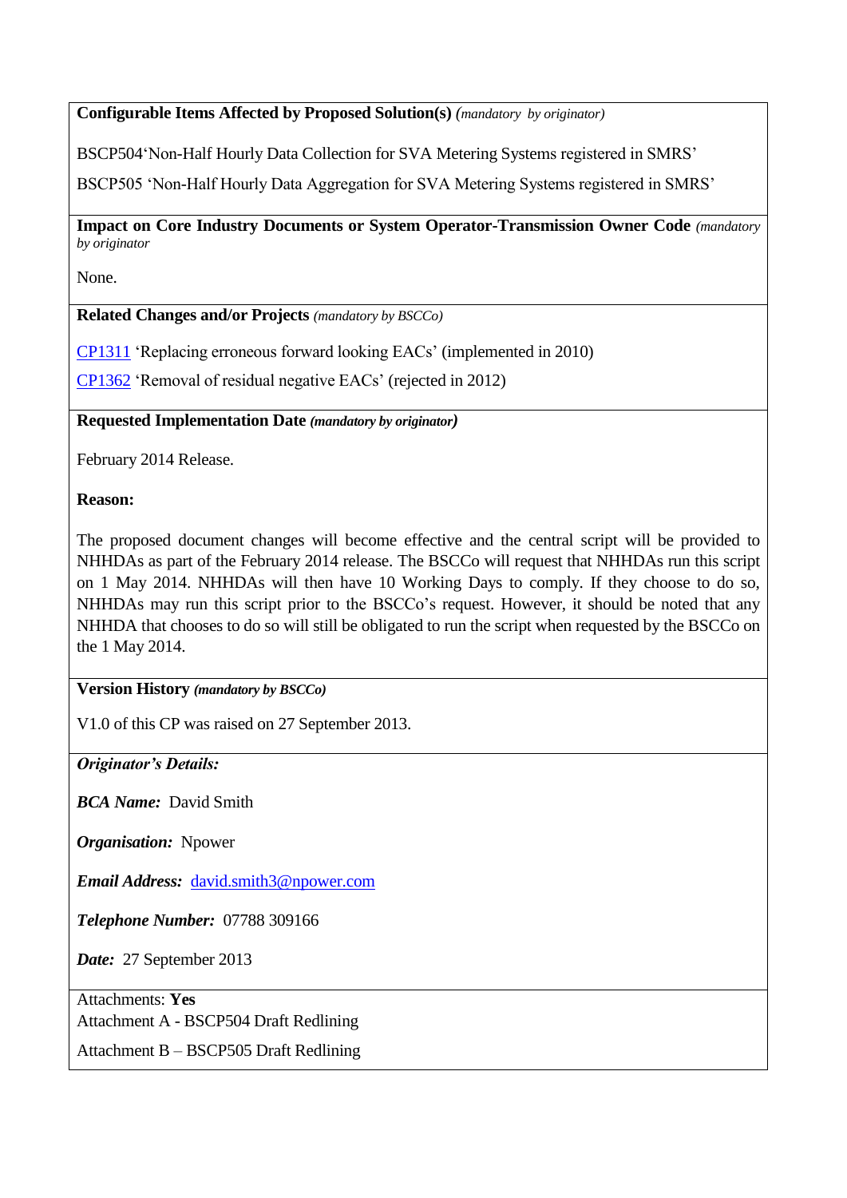**Configurable Items Affected by Proposed Solution(s)** *(mandatory by originator)*

BSCP504'Non-Half Hourly Data Collection for SVA Metering Systems registered in SMRS'

BSCP505 'Non-Half Hourly Data Aggregation for SVA Metering Systems registered in SMRS'

**Impact on Core Industry Documents or System Operator-Transmission Owner Code** *(mandatory by originator*

None.

**Related Changes and/or Projects** *(mandatory by BSCCo)*

CP1311 'Replacing erroneous forward looking EACs' (implemented in 2010)

CP1362 'Removal of residual negative EACs' (rejected in 2012)

**Requested Implementation Date** ***(mandatory by originator)***

February 2014 Release.

**Reason:**

The proposed document changes will become effective and the central script will be provided to NHHDAs as part of the February 2014 release. The BSCCo will request that NHHDAs run this script on 1 May 2014. NHHDAs will then have 10 Working Days to comply. If they choose to do so, NHHDAs may run this script prior to the BSCCo's request. However, it should be noted that any NHHDA that chooses to do so will still be obligated to run the script when requested by the BSCCo on the 1 May 2014.

**Version History** ***(mandatory by BSCCo)***

V1.0 of this CP was raised on 27 September 2013.

***Originator's Details:***

***BCA Name:*** David Smith

***Organisation:*** Npower

***Email Address:*** david.smith3@npower.com

***Telephone Number:*** 07788 309166

***Date:*** 27 September 2013

Attachments: **Yes**

Attachment A - BSCP504 Draft Redlining

Attachment B – BSCP505 Draft Redlining